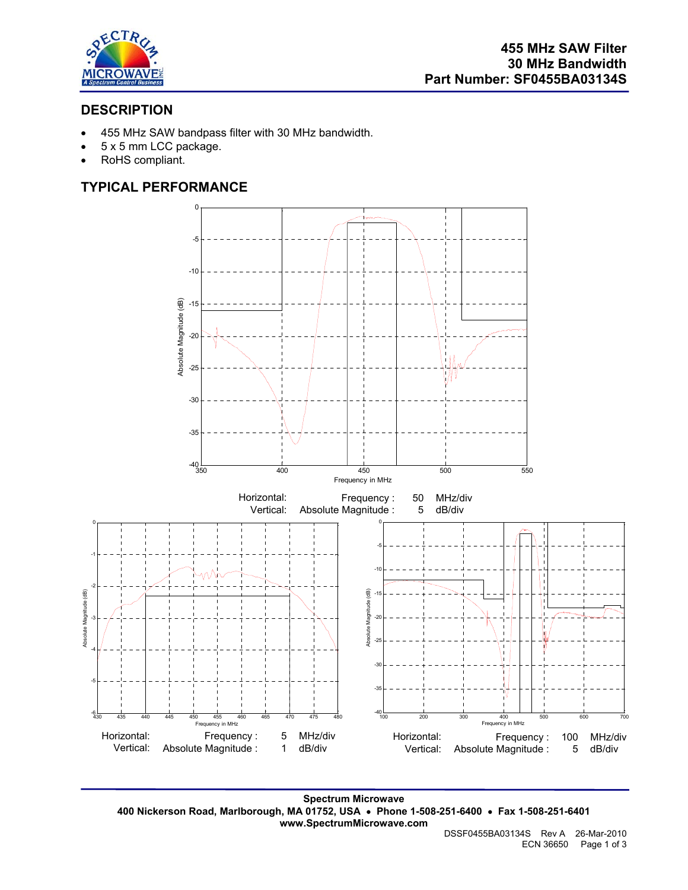# 455 MHz SAW Filter
# 30 MHz Bandwidth
# Part Number: SF0455BA03134S

## DESCRIPTION

- 455 MHz SAW bandpass filter with 30 MHz bandwidth.
- 5 x 5 mm LCC package.
- RoHS compliant.

## TYPICAL PERFORMANCE

| | | | |
|---|---|---|---|
| Horizontal: | Frequency : | 50 | MHz/div |
| Vertical: | Absolute Magnitude : | 5 | dB/div |

| | | | |
|---|---|---|---|
| Horizontal: | Frequency : | 5 | MHz/div |
| Vertical: | Absolute Magnitude : | 1 | dB/div |

| | | | |
|---|---|---|---|
| Horizontal: | Frequency : | 100 | MHz/div |
| Vertical: | Absolute Magnitude : | 5 | dB/div |

**Spectrum Microwave**
**400 Nickerson Road, Marlborough, MA 01752, USA • Phone 1-508-251-6400 • Fax 1-508-251-6401**
**www.SpectrumMicrowave.com**

DSSF0455BA03134S Rev A 26-Mar-2010
ECN 36650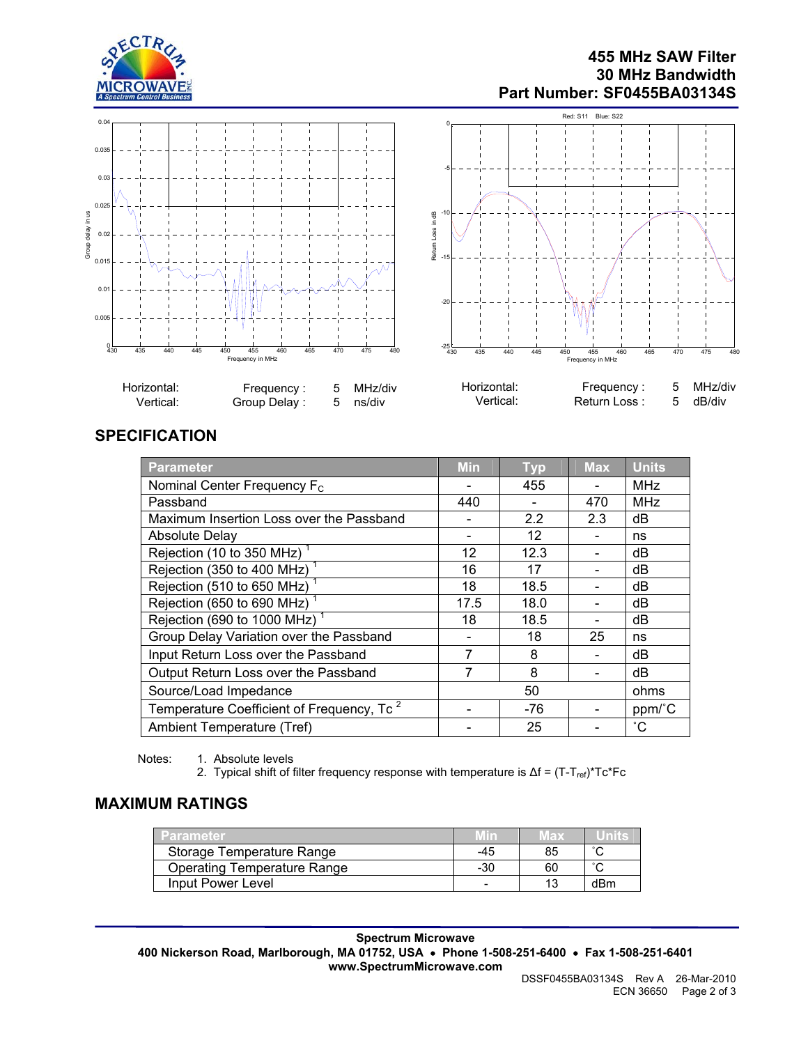# 455 MHz SAW Filter
## 30 MHz Bandwidth
## Part Number: SF0455BA03134S

| Horizontal: | Frequency : | 5 | MHz/div |
|---|---|---|---|
| Vertical: | Group Delay : | 5 | ns/div |

| Horizontal: | Frequency : | 5 | MHz/div |
|---|---|---|---|
| Vertical: | Return Loss : | 5 | dB/div |

## SPECIFICATION

| Parameter | Min | Typ | Max | Units |
|---|---|---|---|---|
| Nominal Center Frequency $F_C$ | - | 455 | - | MHz |
| Passband | 440 | - | 470 | MHz |
| Maximum Insertion Loss over the Passband | - | 2.2 | 2.3 | dB |
| Absolute Delay | - | 12 | - | ns |
| Rejection (10 to 350 MHz) [1] | 12 | 12.3 | - | dB |
| Rejection (350 to 400 MHz) [1] | 16 | 17 | - | dB |
| Rejection (510 to 650 MHz) [1] | 18 | 18.5 | - | dB |
| Rejection (650 to 690 MHz) [1] | 17.5 | 18.0 | - | dB |
| Rejection (690 to 1000 MHz) [1] | 18 | 18.5 | - | dB |
| Group Delay Variation over the Passband | - | 18 | 25 | ns |
| Input Return Loss over the Passband | 7 | 8 | - | dB |
| Output Return Loss over the Passband | 7 | 8 | - | dB |
| Source/Load Impedance | | 50 | | ohms |
| Temperature Coefficient of Frequency, Tc [2] | - | -76 | - | ppm/˚C |
| Ambient Temperature (Tref) | - | 25 | - | ˚C |

Notes:
1. Absolute levels
2. Typical shift of filter frequency response with temperature is $\Delta f = (T-T_{ref})*Tc*Fc$

## MAXIMUM RATINGS

| Parameter | Min | Max | Units |
|---|---|---|---|
| Storage Temperature Range | -45 | 85 | ˚C |
| Operating Temperature Range | -30 | 60 | ˚C |
| Input Power Level | - | 13 | dBm |

**Spectrum Microwave**
**400 Nickerson Road, Marlborough, MA 01752, USA • Phone 1-508-251-6400 • Fax 1-508-251-6401**
**www.SpectrumMicrowave.com**

DSSF0455BA03134S Rev A 26-Mar-2010
ECN 36650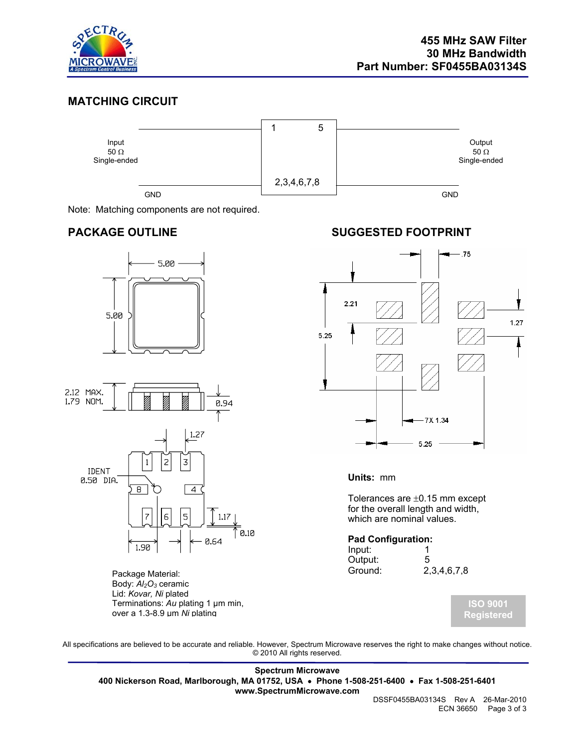# MATCHING CIRCUIT

Input
50 Ω
Single-ended

1
5
2,3,4,6,7,8

Output
50 Ω
Single-ended

GND
GND

Note: Matching components are not required.

## PACKAGE OUTLINE

5.00
5.00
2.12 MAX.
1.79 NOM.
0.94
1.27
IDENT
0.50 DIA.
1 2 3
8 4
7 6 5
1.17
0.10
1.90
0.64

Package Material:
Body: $Al_2O_3$ ceramic
Lid: *Kovar, Ni* plated
Terminations: *Au* plating 1 µm min, over a 1.3-8.9 µm *Ni* plating

## SUGGESTED FOOTPRINT

.75
2.21
5.25
1.27
7X 1.34
5.25

**Units:** mm

Tolerances are ±0.15 mm except for the overall length and width, which are nominal values.

**Pad Configuration:**

| | |
|---|---|
| Input: | 1 |
| Output: | 5 |
| Ground: | 2,3,4,6,7,8 |

ISO 9001 Registered

All specifications are believed to be accurate and reliable. However, Spectrum Microwave reserves the right to make changes without notice. © 2010 All rights reserved.

**Spectrum Microwave**
**400 Nickerson Road, Marlborough, MA 01752, USA • Phone 1-508-251-6400 • Fax 1-508-251-6401**
**www.SpectrumMicrowave.com**

DSSF0455BA03134S Rev A 26-Mar-2010
ECN 36650